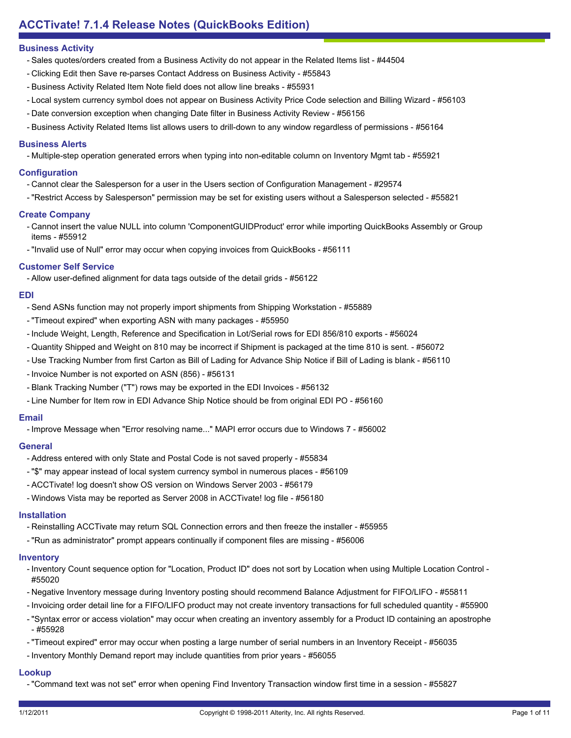# ACCTivate! 7.1.4 Release Notes (QuickBooks Edition)

## Business Activity

- Sales quotes/orders created from a Business Activity do not appear in the Related Items list - #44504
- Clicking Edit then Save re-parses Contact Address on Business Activity - #55843
- Business Activity Related Item Note field does not allow line breaks - #55931
- Local system currency symbol does not appear on Business Activity Price Code selection and Billing Wizard - #56103
- Date conversion exception when changing Date filter in Business Activity Review - #56156
- Business Activity Related Items list allows users to drill-down to any window regardless of permissions - #56164

## Business Alerts

- Multiple-step operation generated errors when typing into non-editable column on Inventory Mgmt tab - #55921

## Configuration

- Cannot clear the Salesperson for a user in the Users section of Configuration Management - #29574
- "Restrict Access by Salesperson" permission may be set for existing users without a Salesperson selected - #55821

## Create Company

- Cannot insert the value NULL into column 'ComponentGUIDProduct' error while importing QuickBooks Assembly or Group items - #55912
- "Invalid use of Null" error may occur when copying invoices from QuickBooks - #56111

## Customer Self Service

- Allow user-defined alignment for data tags outside of the detail grids - #56122

## EDI

- Send ASNs function may not properly import shipments from Shipping Workstation - #55889
- "Timeout expired" when exporting ASN with many packages - #55950
- Include Weight, Length, Reference and Specification in Lot/Serial rows for EDI 856/810 exports - #56024
- Quantity Shipped and Weight on 810 may be incorrect if Shipment is packaged at the time 810 is sent. - #56072
- Use Tracking Number from first Carton as Bill of Lading for Advance Ship Notice if Bill of Lading is blank - #56110
- Invoice Number is not exported on ASN (856) - #56131
- Blank Tracking Number ("T") rows may be exported in the EDI Invoices - #56132
- Line Number for Item row in EDI Advance Ship Notice should be from original EDI PO - #56160

## Email

- Improve Message when "Error resolving name..." MAPI error occurs due to Windows 7 - #56002

## General

- Address entered with only State and Postal Code is not saved properly - #55834
- "$" may appear instead of local system currency symbol in numerous places - #56109
- ACCTivate! log doesn't show OS version on Windows Server 2003 - #56179
- Windows Vista may be reported as Server 2008 in ACCTivate! log file - #56180

## Installation

- Reinstalling ACCTivate may return SQL Connection errors and then freeze the installer - #55955
- "Run as administrator" prompt appears continually if component files are missing - #56006

## Inventory

- Inventory Count sequence option for "Location, Product ID" does not sort by Location when using Multiple Location Control - #55020
- Negative Inventory message during Inventory posting should recommend Balance Adjustment for FIFO/LIFO - #55811
- Invoicing order detail line for a FIFO/LIFO product may not create inventory transactions for full scheduled quantity - #55900
- "Syntax error or access violation" may occur when creating an inventory assembly for a Product ID containing an apostrophe - #55928
- "Timeout expired" error may occur when posting a large number of serial numbers in an Inventory Receipt - #56035
- Inventory Monthly Demand report may include quantities from prior years - #56055

## Lookup

- "Command text was not set" error when opening Find Inventory Transaction window first time in a session - #55827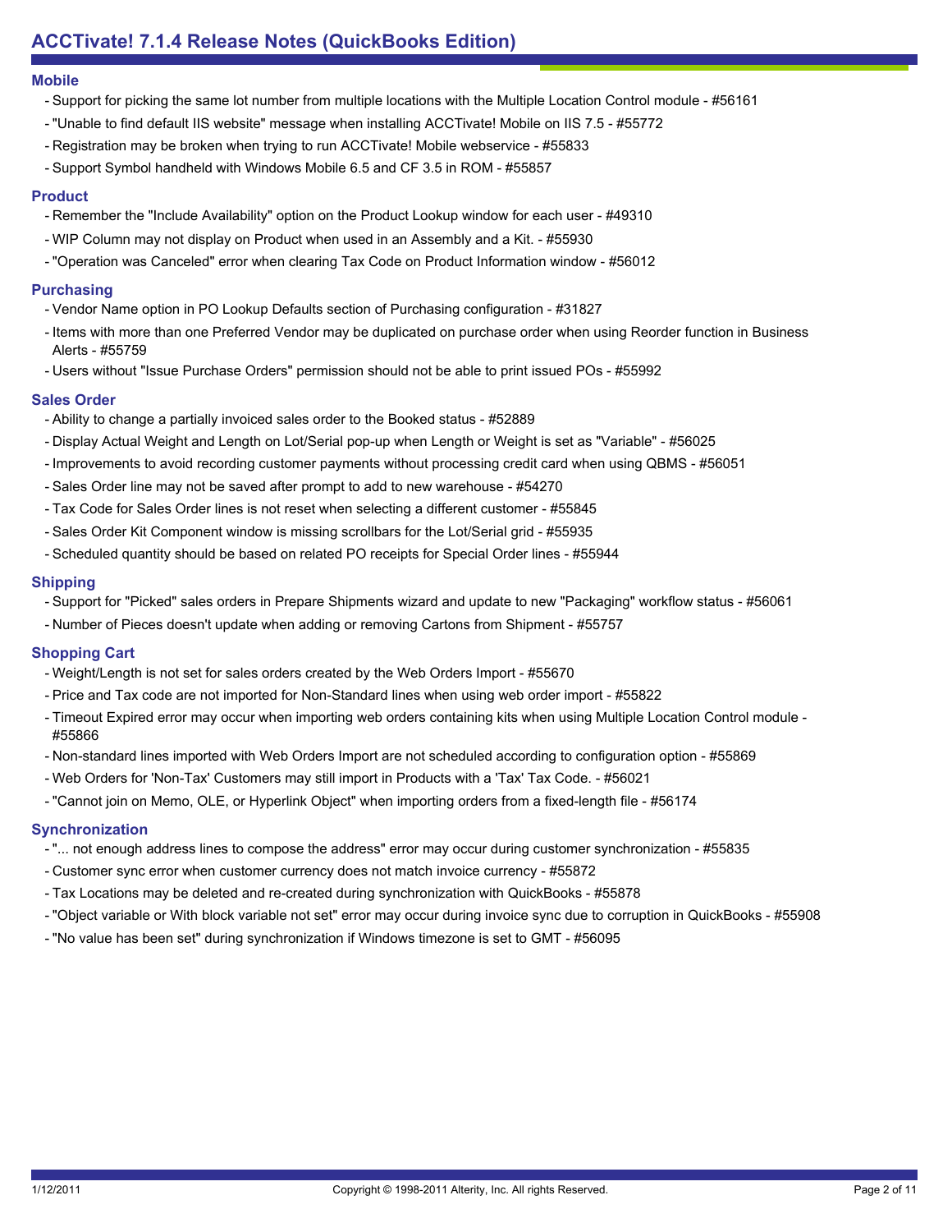### Mobile

- Support for picking the same lot number from multiple locations with the Multiple Location Control module - #56161
- "Unable to find default IIS website" message when installing ACCTivate! Mobile on IIS 7.5 - #55772
- Registration may be broken when trying to run ACCTivate! Mobile webservice - #55833
- Support Symbol handheld with Windows Mobile 6.5 and CF 3.5 in ROM - #55857

### Product

- Remember the "Include Availability" option on the Product Lookup window for each user - #49310
- WIP Column may not display on Product when used in an Assembly and a Kit. - #55930
- "Operation was Canceled" error when clearing Tax Code on Product Information window - #56012

### Purchasing

- Vendor Name option in PO Lookup Defaults section of Purchasing configuration - #31827
- Items with more than one Preferred Vendor may be duplicated on purchase order when using Reorder function in Business Alerts - #55759
- Users without "Issue Purchase Orders" permission should not be able to print issued POs - #55992

### Sales Order

- Ability to change a partially invoiced sales order to the Booked status - #52889
- Display Actual Weight and Length on Lot/Serial pop-up when Length or Weight is set as "Variable" - #56025
- Improvements to avoid recording customer payments without processing credit card when using QBMS - #56051
- Sales Order line may not be saved after prompt to add to new warehouse - #54270
- Tax Code for Sales Order lines is not reset when selecting a different customer - #55845
- Sales Order Kit Component window is missing scrollbars for the Lot/Serial grid - #55935
- Scheduled quantity should be based on related PO receipts for Special Order lines - #55944

### Shipping

- Support for "Picked" sales orders in Prepare Shipments wizard and update to new "Packaging" workflow status - #56061
- Number of Pieces doesn't update when adding or removing Cartons from Shipment - #55757

### Shopping Cart

- Weight/Length is not set for sales orders created by the Web Orders Import - #55670
- Price and Tax code are not imported for Non-Standard lines when using web order import - #55822
- Timeout Expired error may occur when importing web orders containing kits when using Multiple Location Control module - #55866
- Non-standard lines imported with Web Orders Import are not scheduled according to configuration option - #55869
- Web Orders for 'Non-Tax' Customers may still import in Products with a 'Tax' Tax Code. - #56021
- "Cannot join on Memo, OLE, or Hyperlink Object" when importing orders from a fixed-length file - #56174

### Synchronization

- "... not enough address lines to compose the address" error may occur during customer synchronization - #55835
- Customer sync error when customer currency does not match invoice currency - #55872
- Tax Locations may be deleted and re-created during synchronization with QuickBooks - #55878
- "Object variable or With block variable not set" error may occur during invoice sync due to corruption in QuickBooks - #55908
- "No value has been set" during synchronization if Windows timezone is set to GMT - #56095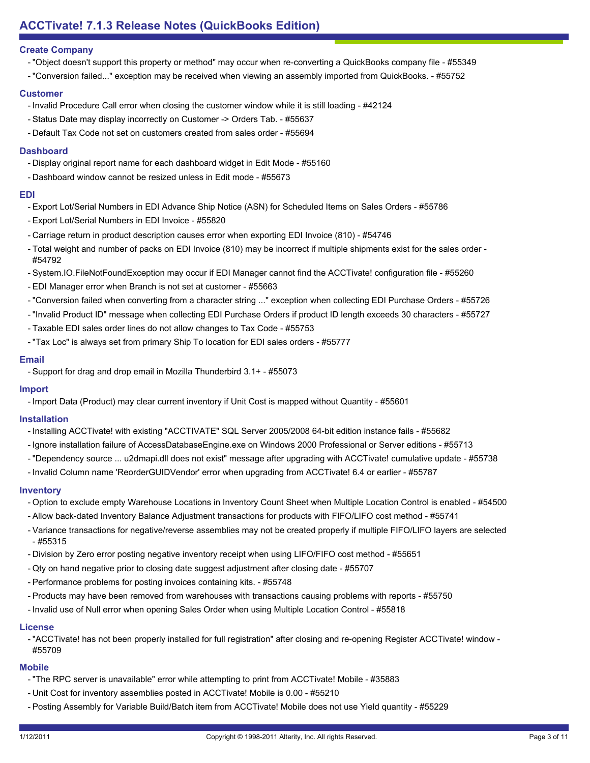## Create Company

- "Object doesn't support this property or method" may occur when re-converting a QuickBooks company file - #55349
- "Conversion failed..." exception may be received when viewing an assembly imported from QuickBooks. - #55752

## Customer

- Invalid Procedure Call error when closing the customer window while it is still loading - #42124
- Status Date may display incorrectly on Customer -> Orders Tab. - #55637
- Default Tax Code not set on customers created from sales order - #55694

## Dashboard

- Display original report name for each dashboard widget in Edit Mode - #55160
- Dashboard window cannot be resized unless in Edit mode - #55673

## EDI

- Export Lot/Serial Numbers in EDI Advance Ship Notice (ASN) for Scheduled Items on Sales Orders - #55786
- Export Lot/Serial Numbers in EDI Invoice - #55820
- Carriage return in product description causes error when exporting EDI Invoice (810) - #54746
- Total weight and number of packs on EDI Invoice (810) may be incorrect if multiple shipments exist for the sales order - #54792
- System.IO.FileNotFoundException may occur if EDI Manager cannot find the ACCTivate! configuration file - #55260
- EDI Manager error when Branch is not set at customer - #55663
- "Conversion failed when converting from a character string ..." exception when collecting EDI Purchase Orders - #55726
- "Invalid Product ID" message when collecting EDI Purchase Orders if product ID length exceeds 30 characters - #55727
- Taxable EDI sales order lines do not allow changes to Tax Code - #55753
- "Tax Loc" is always set from primary Ship To location for EDI sales orders - #55777

## Email

- Support for drag and drop email in Mozilla Thunderbird 3.1+ - #55073

## Import

- Import Data (Product) may clear current inventory if Unit Cost is mapped without Quantity - #55601

## Installation

- Installing ACCTivate! with existing "ACCTIVATE" SQL Server 2005/2008 64-bit edition instance fails - #55682
- Ignore installation failure of AccessDatabaseEngine.exe on Windows 2000 Professional or Server editions - #55713
- "Dependency source ... u2dmapi.dll does not exist" message after upgrading with ACCTivate! cumulative update - #55738
- Invalid Column name 'ReorderGUIDVendor' error when upgrading from ACCTivate! 6.4 or earlier - #55787

## Inventory

- Option to exclude empty Warehouse Locations in Inventory Count Sheet when Multiple Location Control is enabled - #54500
- Allow back-dated Inventory Balance Adjustment transactions for products with FIFO/LIFO cost method - #55741
- Variance transactions for negative/reverse assemblies may not be created properly if multiple FIFO/LIFO layers are selected - #55315
- Division by Zero error posting negative inventory receipt when using LIFO/FIFO cost method - #55651
- Qty on hand negative prior to closing date suggest adjustment after closing date - #55707
- Performance problems for posting invoices containing kits. - #55748
- Products may have been removed from warehouses with transactions causing problems with reports - #55750
- Invalid use of Null error when opening Sales Order when using Multiple Location Control - #55818

## License

- "ACCTivate! has not been properly installed for full registration" after closing and re-opening Register ACCTivate! window - #55709

## Mobile

- "The RPC server is unavailable" error while attempting to print from ACCTivate! Mobile - #35883
- Unit Cost for inventory assemblies posted in ACCTivate! Mobile is 0.00 - #55210
- Posting Assembly for Variable Build/Batch item from ACCTivate! Mobile does not use Yield quantity - #55229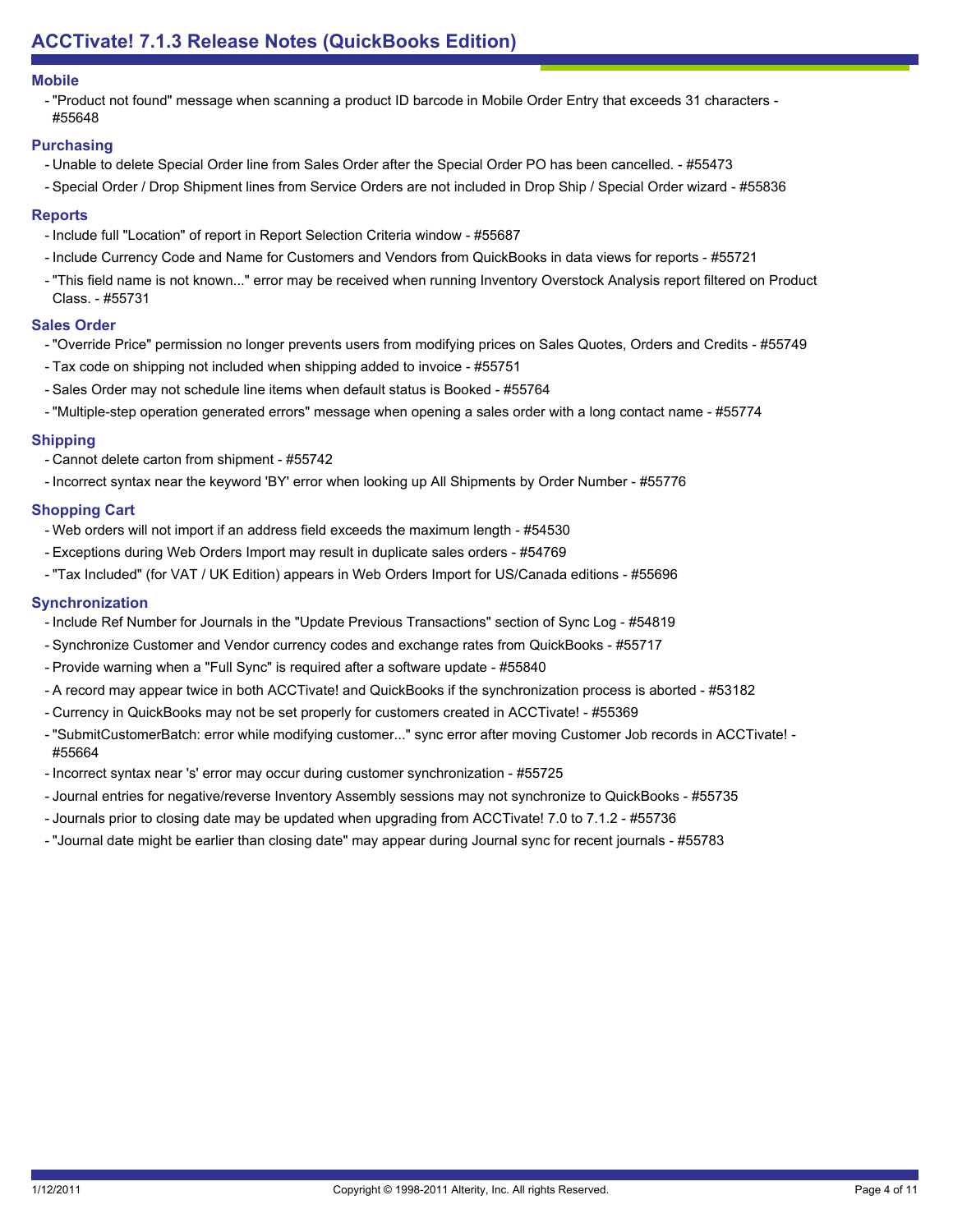## Mobile

- "Product not found" message when scanning a product ID barcode in Mobile Order Entry that exceeds 31 characters - #55648

## Purchasing

- Unable to delete Special Order line from Sales Order after the Special Order PO has been cancelled. - #55473
- Special Order / Drop Shipment lines from Service Orders are not included in Drop Ship / Special Order wizard - #55836

## Reports

- Include full "Location" of report in Report Selection Criteria window - #55687
- Include Currency Code and Name for Customers and Vendors from QuickBooks in data views for reports - #55721
- "This field name is not known..." error may be received when running Inventory Overstock Analysis report filtered on Product Class. - #55731

## Sales Order

- "Override Price" permission no longer prevents users from modifying prices on Sales Quotes, Orders and Credits - #55749
- Tax code on shipping not included when shipping added to invoice - #55751
- Sales Order may not schedule line items when default status is Booked - #55764
- "Multiple-step operation generated errors" message when opening a sales order with a long contact name - #55774

## Shipping

- Cannot delete carton from shipment - #55742
- Incorrect syntax near the keyword 'BY' error when looking up All Shipments by Order Number - #55776

## Shopping Cart

- Web orders will not import if an address field exceeds the maximum length - #54530
- Exceptions during Web Orders Import may result in duplicate sales orders - #54769
- "Tax Included" (for VAT / UK Edition) appears in Web Orders Import for US/Canada editions - #55696

## Synchronization

- Include Ref Number for Journals in the "Update Previous Transactions" section of Sync Log - #54819
- Synchronize Customer and Vendor currency codes and exchange rates from QuickBooks - #55717
- Provide warning when a "Full Sync" is required after a software update - #55840
- A record may appear twice in both ACCTivate! and QuickBooks if the synchronization process is aborted - #53182
- Currency in QuickBooks may not be set properly for customers created in ACCTivate! - #55369
- "SubmitCustomerBatch: error while modifying customer..." sync error after moving Customer Job records in ACCTivate! - #55664
- Incorrect syntax near 's' error may occur during customer synchronization - #55725
- Journal entries for negative/reverse Inventory Assembly sessions may not synchronize to QuickBooks - #55735
- Journals prior to closing date may be updated when upgrading from ACCTivate! 7.0 to 7.1.2 - #55736
- "Journal date might be earlier than closing date" may appear during Journal sync for recent journals - #55783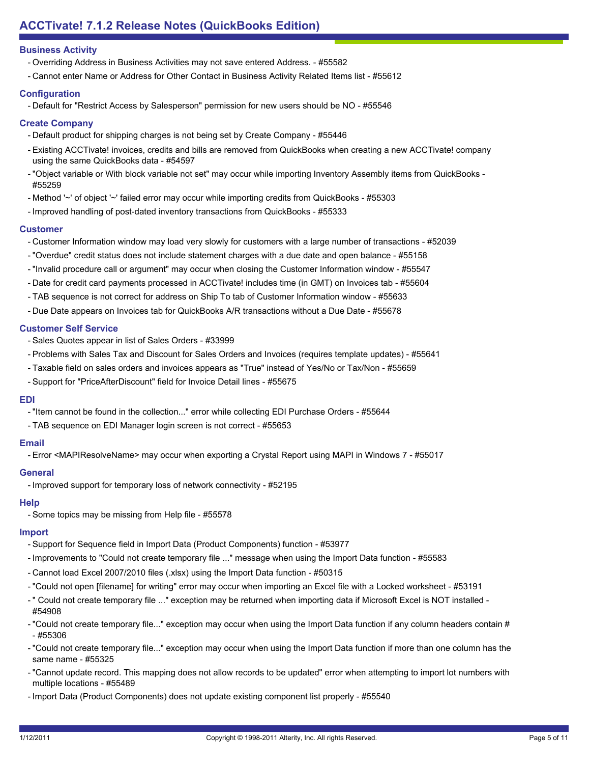## Business Activity

- Overriding Address in Business Activities may not save entered Address. - #55582
- Cannot enter Name or Address for Other Contact in Business Activity Related Items list - #55612

## Configuration

- Default for "Restrict Access by Salesperson" permission for new users should be NO - #55546

## Create Company

- Default product for shipping charges is not being set by Create Company - #55446
- Existing ACCTivate! invoices, credits and bills are removed from QuickBooks when creating a new ACCTivate! company using the same QuickBooks data - #54597
- "Object variable or With block variable not set" may occur while importing Inventory Assembly items from QuickBooks - #55259
- Method '~' of object '~' failed error may occur while importing credits from QuickBooks - #55303
- Improved handling of post-dated inventory transactions from QuickBooks - #55333

## Customer

- Customer Information window may load very slowly for customers with a large number of transactions - #52039
- "Overdue" credit status does not include statement charges with a due date and open balance - #55158
- "Invalid procedure call or argument" may occur when closing the Customer Information window - #55547
- Date for credit card payments processed in ACCTivate! includes time (in GMT) on Invoices tab - #55604
- TAB sequence is not correct for address on Ship To tab of Customer Information window - #55633
- Due Date appears on Invoices tab for QuickBooks A/R transactions without a Due Date - #55678

## Customer Self Service

- Sales Quotes appear in list of Sales Orders - #33999
- Problems with Sales Tax and Discount for Sales Orders and Invoices (requires template updates) - #55641
- Taxable field on sales orders and invoices appears as "True" instead of Yes/No or Tax/Non - #55659
- Support for "PriceAfterDiscount" field for Invoice Detail lines - #55675

## EDI

- "Item cannot be found in the collection..." error while collecting EDI Purchase Orders - #55644
- TAB sequence on EDI Manager login screen is not correct - #55653

## Email

- Error <MAPIResolveName> may occur when exporting a Crystal Report using MAPI in Windows 7 - #55017

## General

- Improved support for temporary loss of network connectivity - #52195

## Help

- Some topics may be missing from Help file - #55578

## Import

- Support for Sequence field in Import Data (Product Components) function - #53977
- Improvements to "Could not create temporary file ..." message when using the Import Data function - #55583
- Cannot load Excel 2007/2010 files (.xlsx) using the Import Data function - #50315
- "Could not open [filename] for writing" error may occur when importing an Excel file with a Locked worksheet - #53191
- " Could not create temporary file ..." exception may be returned when importing data if Microsoft Excel is NOT installed - #54908
- "Could not create temporary file..." exception may occur when using the Import Data function if any column headers contain # - #55306
- "Could not create temporary file..." exception may occur when using the Import Data function if more than one column has the same name - #55325
- "Cannot update record. This mapping does not allow records to be updated" error when attempting to import lot numbers with multiple locations - #55489
- Import Data (Product Components) does not update existing component list properly - #55540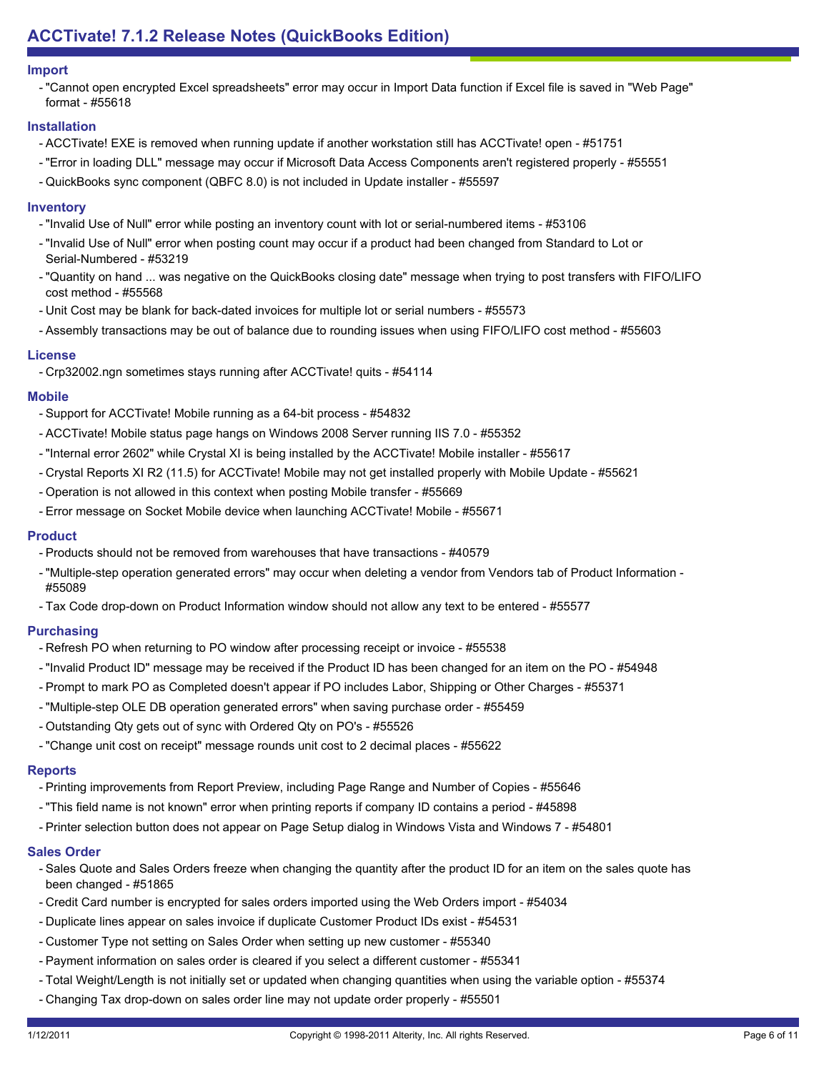## Import

- "Cannot open encrypted Excel spreadsheets" error may occur in Import Data function if Excel file is saved in "Web Page" format - #55618

## Installation

- ACCTivate! EXE is removed when running update if another workstation still has ACCTivate! open - #51751
- "Error in loading DLL" message may occur if Microsoft Data Access Components aren't registered properly - #55551
- QuickBooks sync component (QBFC 8.0) is not included in Update installer - #55597

## Inventory

- "Invalid Use of Null" error while posting an inventory count with lot or serial-numbered items - #53106
- "Invalid Use of Null" error when posting count may occur if a product had been changed from Standard to Lot or Serial-Numbered - #53219
- "Quantity on hand ... was negative on the QuickBooks closing date" message when trying to post transfers with FIFO/LIFO cost method - #55568
- Unit Cost may be blank for back-dated invoices for multiple lot or serial numbers - #55573
- Assembly transactions may be out of balance due to rounding issues when using FIFO/LIFO cost method - #55603

## License

- Crp32002.ngn sometimes stays running after ACCTivate! quits - #54114

## Mobile

- Support for ACCTivate! Mobile running as a 64-bit process - #54832
- ACCTivate! Mobile status page hangs on Windows 2008 Server running IIS 7.0 - #55352
- "Internal error 2602" while Crystal XI is being installed by the ACCTivate! Mobile installer - #55617
- Crystal Reports XI R2 (11.5) for ACCTivate! Mobile may not get installed properly with Mobile Update - #55621
- Operation is not allowed in this context when posting Mobile transfer - #55669
- Error message on Socket Mobile device when launching ACCTivate! Mobile - #55671

## Product

- Products should not be removed from warehouses that have transactions - #40579
- "Multiple-step operation generated errors" may occur when deleting a vendor from Vendors tab of Product Information - #55089
- Tax Code drop-down on Product Information window should not allow any text to be entered - #55577

## Purchasing

- Refresh PO when returning to PO window after processing receipt or invoice - #55538
- "Invalid Product ID" message may be received if the Product ID has been changed for an item on the PO - #54948
- Prompt to mark PO as Completed doesn't appear if PO includes Labor, Shipping or Other Charges - #55371
- "Multiple-step OLE DB operation generated errors" when saving purchase order - #55459
- Outstanding Qty gets out of sync with Ordered Qty on PO's - #55526
- "Change unit cost on receipt" message rounds unit cost to 2 decimal places - #55622

## Reports

- Printing improvements from Report Preview, including Page Range and Number of Copies - #55646
- "This field name is not known" error when printing reports if company ID contains a period - #45898
- Printer selection button does not appear on Page Setup dialog in Windows Vista and Windows 7 - #54801

## Sales Order

- Sales Quote and Sales Orders freeze when changing the quantity after the product ID for an item on the sales quote has been changed - #51865
- Credit Card number is encrypted for sales orders imported using the Web Orders import - #54034
- Duplicate lines appear on sales invoice if duplicate Customer Product IDs exist - #54531
- Customer Type not setting on Sales Order when setting up new customer - #55340
- Payment information on sales order is cleared if you select a different customer - #55341
- Total Weight/Length is not initially set or updated when changing quantities when using the variable option - #55374
- Changing Tax drop-down on sales order line may not update order properly - #55501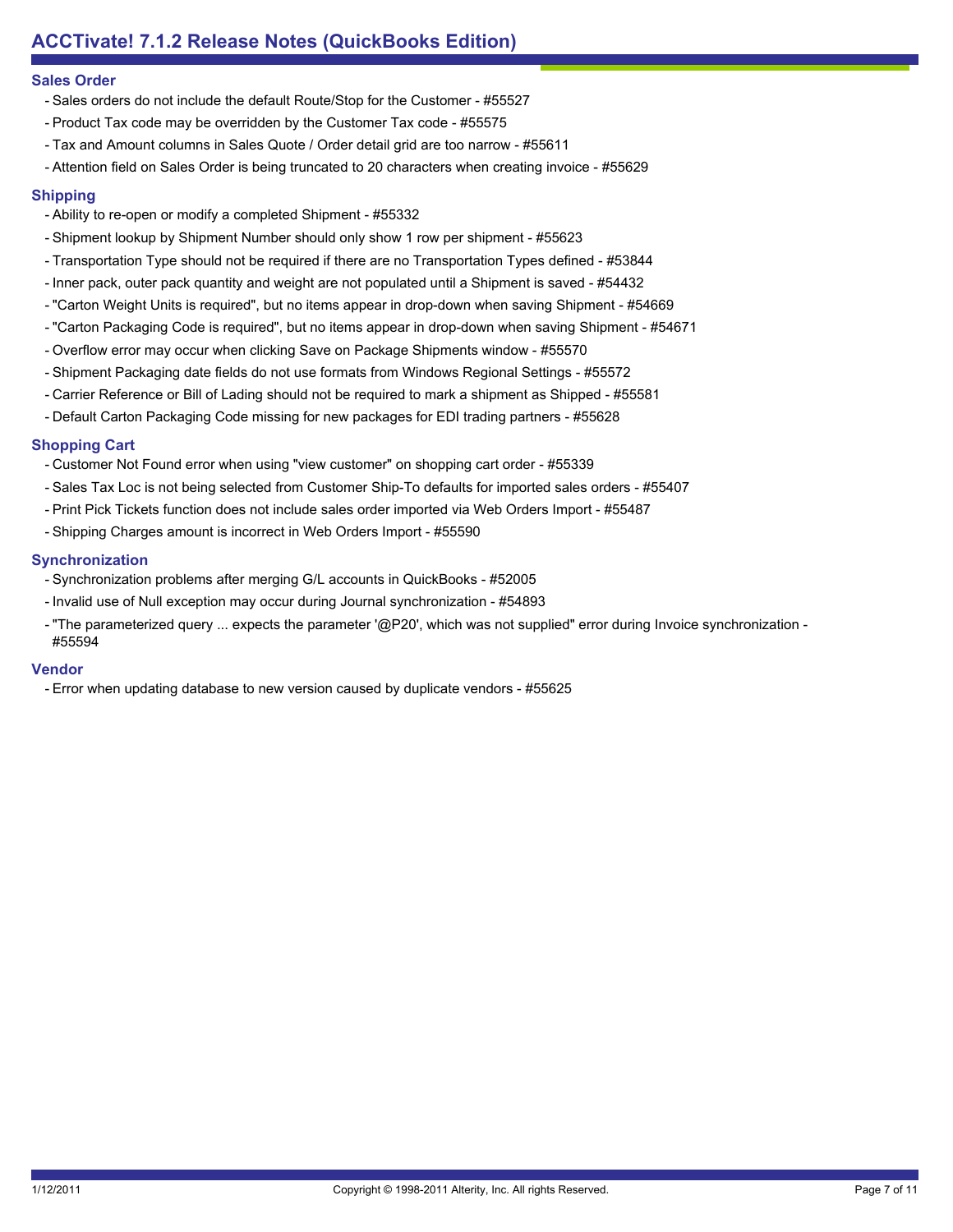## Sales Order

- Sales orders do not include the default Route/Stop for the Customer - #55527
- Product Tax code may be overridden by the Customer Tax code - #55575
- Tax and Amount columns in Sales Quote / Order detail grid are too narrow - #55611
- Attention field on Sales Order is being truncated to 20 characters when creating invoice - #55629

## Shipping

- Ability to re-open or modify a completed Shipment - #55332
- Shipment lookup by Shipment Number should only show 1 row per shipment - #55623
- Transportation Type should not be required if there are no Transportation Types defined - #53844
- Inner pack, outer pack quantity and weight are not populated until a Shipment is saved - #54432
- "Carton Weight Units is required", but no items appear in drop-down when saving Shipment - #54669
- "Carton Packaging Code is required", but no items appear in drop-down when saving Shipment - #54671
- Overflow error may occur when clicking Save on Package Shipments window - #55570
- Shipment Packaging date fields do not use formats from Windows Regional Settings - #55572
- Carrier Reference or Bill of Lading should not be required to mark a shipment as Shipped - #55581
- Default Carton Packaging Code missing for new packages for EDI trading partners - #55628

## Shopping Cart

- Customer Not Found error when using "view customer" on shopping cart order - #55339
- Sales Tax Loc is not being selected from Customer Ship-To defaults for imported sales orders - #55407
- Print Pick Tickets function does not include sales order imported via Web Orders Import - #55487
- Shipping Charges amount is incorrect in Web Orders Import - #55590

## Synchronization

- Synchronization problems after merging G/L accounts in QuickBooks - #52005
- Invalid use of Null exception may occur during Journal synchronization - #54893
- "The parameterized query ... expects the parameter '@P20', which was not supplied" error during Invoice synchronization - #55594

## Vendor

- Error when updating database to new version caused by duplicate vendors - #55625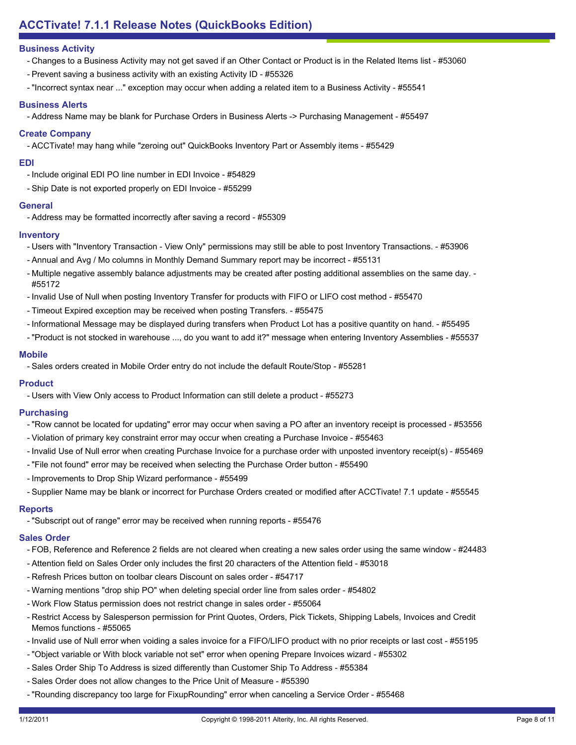## Business Activity

- Changes to a Business Activity may not get saved if an Other Contact or Product is in the Related Items list - #53060
- Prevent saving a business activity with an existing Activity ID - #55326
- "Incorrect syntax near ..." exception may occur when adding a related item to a Business Activity - #55541

## Business Alerts

- Address Name may be blank for Purchase Orders in Business Alerts -> Purchasing Management - #55497

## Create Company

- ACCTivate! may hang while "zeroing out" QuickBooks Inventory Part or Assembly items - #55429

## EDI

- Include original EDI PO line number in EDI Invoice - #54829
- Ship Date is not exported properly on EDI Invoice - #55299

## General

- Address may be formatted incorrectly after saving a record - #55309

## Inventory

- Users with "Inventory Transaction - View Only" permissions may still be able to post Inventory Transactions. - #53906
- Annual and Avg / Mo columns in Monthly Demand Summary report may be incorrect - #55131
- Multiple negative assembly balance adjustments may be created after posting additional assemblies on the same day. - #55172
- Invalid Use of Null when posting Inventory Transfer for products with FIFO or LIFO cost method - #55470
- Timeout Expired exception may be received when posting Transfers. - #55475
- Informational Message may be displayed during transfers when Product Lot has a positive quantity on hand. - #55495
- "Product is not stocked in warehouse ..., do you want to add it?" message when entering Inventory Assemblies - #55537

## Mobile

- Sales orders created in Mobile Order entry do not include the default Route/Stop - #55281

## Product

- Users with View Only access to Product Information can still delete a product - #55273

## Purchasing

- "Row cannot be located for updating" error may occur when saving a PO after an inventory receipt is processed - #53556
- Violation of primary key constraint error may occur when creating a Purchase Invoice - #55463
- Invalid Use of Null error when creating Purchase Invoice for a purchase order with unposted inventory receipt(s) - #55469
- "File not found" error may be received when selecting the Purchase Order button - #55490
- Improvements to Drop Ship Wizard performance - #55499
- Supplier Name may be blank or incorrect for Purchase Orders created or modified after ACCTivate! 7.1 update - #55545

## Reports

- "Subscript out of range" error may be received when running reports - #55476

## Sales Order

- FOB, Reference and Reference 2 fields are not cleared when creating a new sales order using the same window - #24483
- Attention field on Sales Order only includes the first 20 characters of the Attention field - #53018
- Refresh Prices button on toolbar clears Discount on sales order - #54717
- Warning mentions "drop ship PO" when deleting special order line from sales order - #54802
- Work Flow Status permission does not restrict change in sales order - #55064
- Restrict Access by Salesperson permission for Print Quotes, Orders, Pick Tickets, Shipping Labels, Invoices and Credit Memos functions - #55065
- Invalid use of Null error when voiding a sales invoice for a FIFO/LIFO product with no prior receipts or last cost - #55195
- "Object variable or With block variable not set" error when opening Prepare Invoices wizard - #55302
- Sales Order Ship To Address is sized differently than Customer Ship To Address - #55384
- Sales Order does not allow changes to the Price Unit of Measure - #55390
- "Rounding discrepancy too large for FixupRounding" error when canceling a Service Order - #55468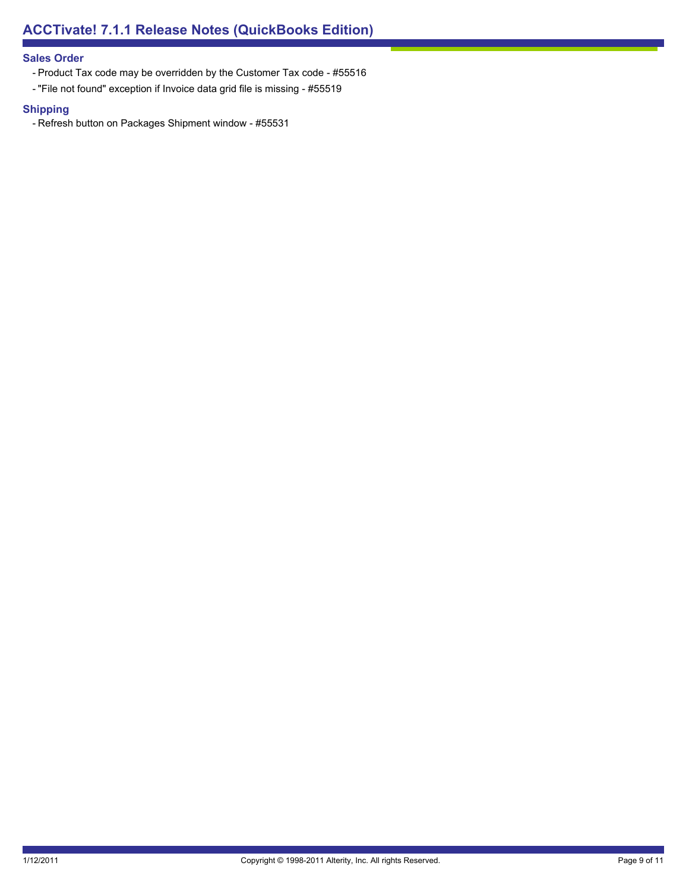### Sales Order

- Product Tax code may be overridden by the Customer Tax code - #55516
- "File not found" exception if Invoice data grid file is missing - #55519

### Shipping

- Refresh button on Packages Shipment window - #55531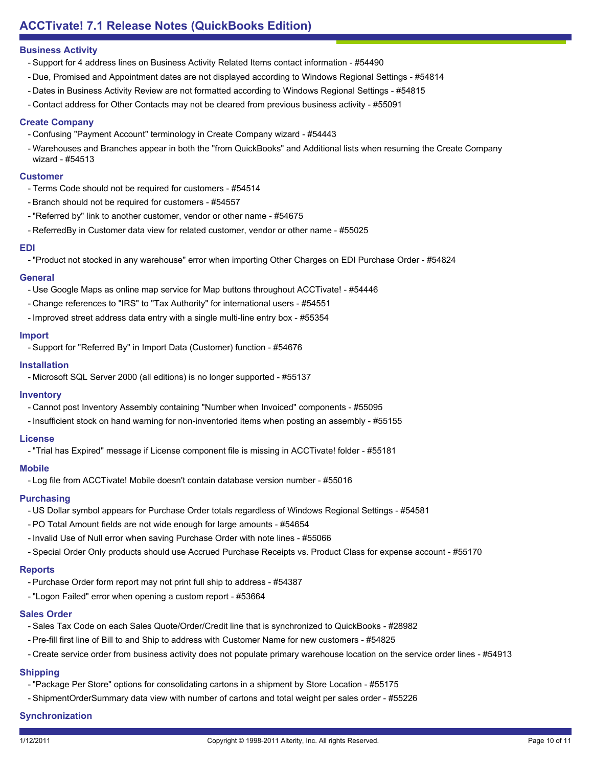# ACCTivate! 7.1 Release Notes (QuickBooks Edition)

### Business Activity

- Support for 4 address lines on Business Activity Related Items contact information - #54490
- Due, Promised and Appointment dates are not displayed according to Windows Regional Settings - #54814
- Dates in Business Activity Review are not formatted according to Windows Regional Settings - #54815
- Contact address for Other Contacts may not be cleared from previous business activity - #55091

### Create Company

- Confusing "Payment Account" terminology in Create Company wizard - #54443
- Warehouses and Branches appear in both the "from QuickBooks" and Additional lists when resuming the Create Company wizard - #54513

### Customer

- Terms Code should not be required for customers - #54514
- Branch should not be required for customers - #54557
- "Referred by" link to another customer, vendor or other name - #54675
- ReferredBy in Customer data view for related customer, vendor or other name - #55025

### EDI

- "Product not stocked in any warehouse" error when importing Other Charges on EDI Purchase Order - #54824

### General

- Use Google Maps as online map service for Map buttons throughout ACCTivate! - #54446
- Change references to "IRS" to "Tax Authority" for international users - #54551
- Improved street address data entry with a single multi-line entry box - #55354

### Import

- Support for "Referred By" in Import Data (Customer) function - #54676

### Installation

- Microsoft SQL Server 2000 (all editions) is no longer supported - #55137

### Inventory

- Cannot post Inventory Assembly containing "Number when Invoiced" components - #55095
- Insufficient stock on hand warning for non-inventoried items when posting an assembly - #55155

### License

- "Trial has Expired" message if License component file is missing in ACCTivate! folder - #55181

### Mobile

- Log file from ACCTivate! Mobile doesn't contain database version number - #55016

### Purchasing

- US Dollar symbol appears for Purchase Order totals regardless of Windows Regional Settings - #54581
- PO Total Amount fields are not wide enough for large amounts - #54654
- Invalid Use of Null error when saving Purchase Order with note lines - #55066
- Special Order Only products should use Accrued Purchase Receipts vs. Product Class for expense account - #55170

### Reports

- Purchase Order form report may not print full ship to address - #54387
- "Logon Failed" error when opening a custom report - #53664

### Sales Order

- Sales Tax Code on each Sales Quote/Order/Credit line that is synchronized to QuickBooks - #28982
- Pre-fill first line of Bill to and Ship to address with Customer Name for new customers - #54825
- Create service order from business activity does not populate primary warehouse location on the service order lines - #54913

### Shipping

- "Package Per Store" options for consolidating cartons in a shipment by Store Location - #55175
- ShipmentOrderSummary data view with number of cartons and total weight per sales order - #55226

### Synchronization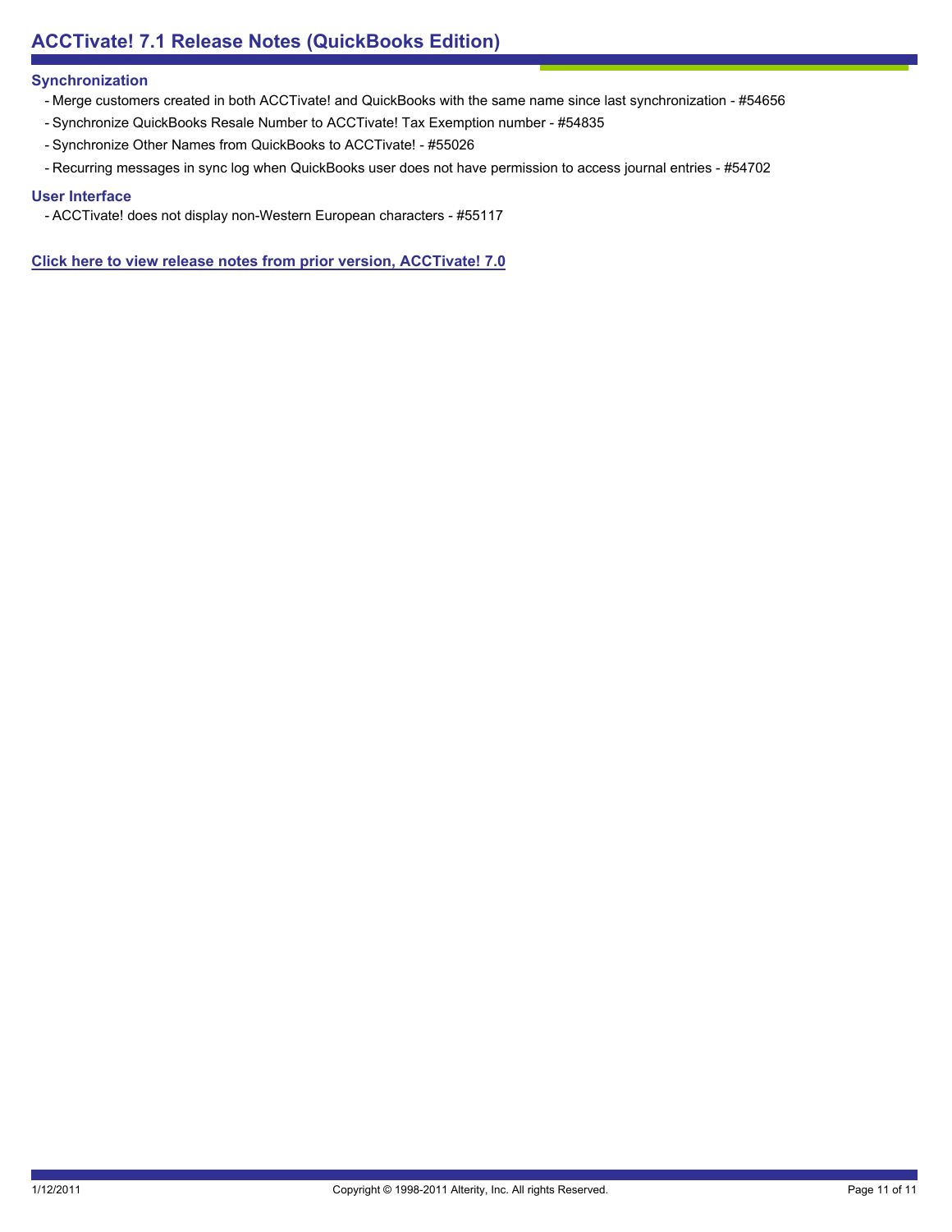### Synchronization

- Merge customers created in both ACCTivate! and QuickBooks with the same name since last synchronization - #54656
- Synchronize QuickBooks Resale Number to ACCTivate! Tax Exemption number - #54835
- Synchronize Other Names from QuickBooks to ACCTivate! - #55026
- Recurring messages in sync log when QuickBooks user does not have permission to access journal entries - #54702

### User Interface

- ACCTivate! does not display non-Western European characters - #55117

**Click here to view release notes from prior version, ACCTivate! 7.0**